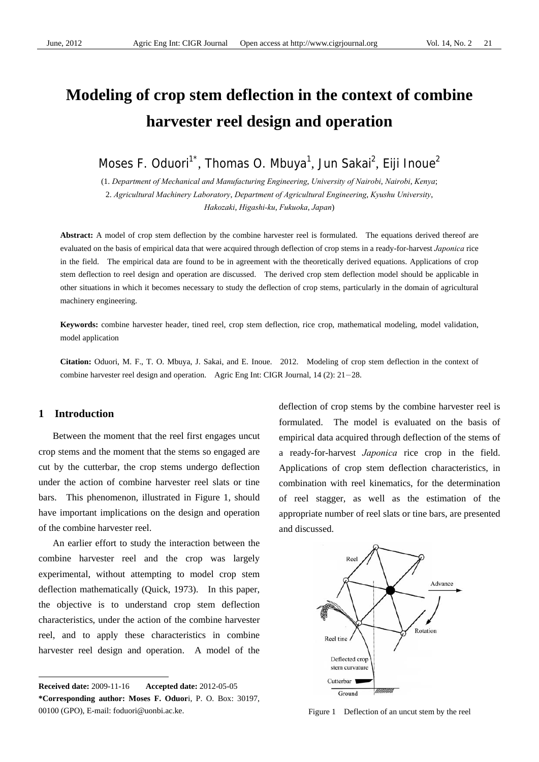# Modeling of crop stem deflection in the context of combine harvester reel design and operation

Moses F. Oduori[1*], Thomas O. Mbuya[1], Jun Sakai[2], Eiji Inoue[2]

(1. *Department of Mechanical and Manufacturing Engineering, University of Nairobi, Nairobi, Kenya*;
2. *Agricultural Machinery Laboratory, Department of Agricultural Engineering, Kyushu University, Hakozaki, Higashi-ku, Fukuoka, Japan*)

**Abstract:** A model of crop stem deflection by the combine harvester reel is formulated. The equations derived thereof are evaluated on the basis of empirical data that were acquired through deflection of crop stems in a ready-for-harvest *Japonica* rice in the field. The empirical data are found to be in agreement with the theoretically derived equations. Applications of crop stem deflection to reel design and operation are discussed. The derived crop stem deflection model should be applicable in other situations in which it becomes necessary to study the deflection of crop stems, particularly in the domain of agricultural machinery engineering.

**Keywords:** combine harvester header, tined reel, crop stem deflection, rice crop, mathematical modeling, model validation, model application

**Citation:** Oduori, M. F., T. O. Mbuya, J. Sakai, and E. Inoue. 2012. Modeling of crop stem deflection in the context of combine harvester reel design and operation. Agric Eng Int: CIGR Journal, 14 (2): 21−28.

## 1 Introduction

Between the moment that the reel first engages uncut crop stems and the moment that the stems so engaged are cut by the cutterbar, the crop stems undergo deflection under the action of combine harvester reel slats or tine bars. This phenomenon, illustrated in Figure 1, should have important implications on the design and operation of the combine harvester reel.

An earlier effort to study the interaction between the combine harvester reel and the crop was largely experimental, without attempting to model crop stem deflection mathematically (Quick, 1973). In this paper, the objective is to understand crop stem deflection characteristics, under the action of the combine harvester reel, and to apply these characteristics in combine harvester reel design and operation. A model of the deflection of crop stems by the combine harvester reel is formulated. The model is evaluated on the basis of empirical data acquired through deflection of the stems of a ready-for-harvest *Japonica* rice crop in the field. Applications of crop stem deflection characteristics, in combination with reel kinematics, for the determination of reel stagger, as well as the estimation of the appropriate number of reel slats or tine bars, are presented and discussed.

Figure 1 Deflection of an uncut stem by the reel

---

**Received date:** 2009-11-16 **Accepted date:** 2012-05-05
**\*Corresponding author: Moses F. Oduori**, P. O. Box: 30197, 00100 (GPO), E-mail: foduori@uonbi.ac.ke.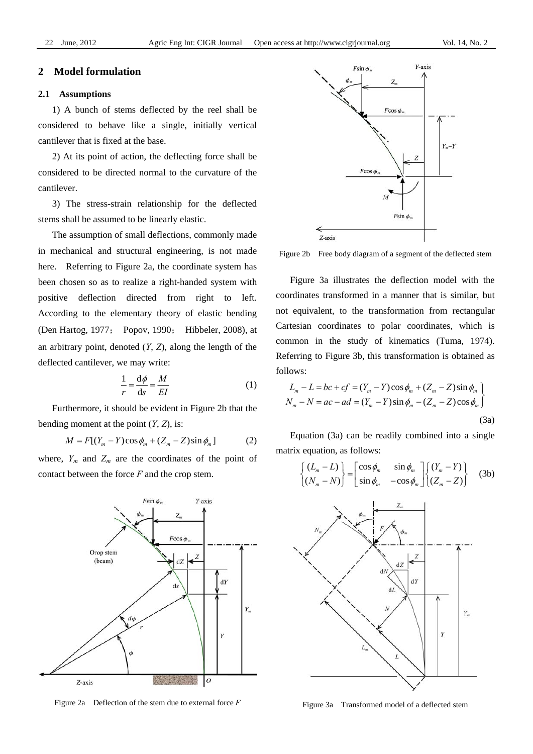## 2 Model formulation

### 2.1 Assumptions

1) A bunch of stems deflected by the reel shall be considered to behave like a single, initially vertical cantilever that is fixed at the base.

2) At its point of action, the deflecting force shall be considered to be directed normal to the curvature of the cantilever.

3) The stress-strain relationship for the deflected stems shall be assumed to be linearly elastic.

The assumption of small deflections, commonly made in mechanical and structural engineering, is not made here. Referring to Figure 2a, the coordinate system has been chosen so as to realize a right-handed system with positive deflection directed from right to left. According to the elementary theory of elastic bending (Den Hartog, 1977; Popov, 1990; Hibbeler, 2008), at an arbitrary point, denoted ($Y$, $Z$), along the length of the deflected cantilever, we may write:

$$\frac{1}{r} = \frac{\mathrm{d}\phi}{\mathrm{d}s} = \frac{M}{EI} \tag{1}$$

Furthermore, it should be evident in Figure 2b that the bending moment at the point ($Y$, $Z$), is:

$$M = F[(Y_m - Y)\cos\phi_m + (Z_m - Z)\sin\phi_m] \tag{2}$$

where, $Y_m$ and $Z_m$ are the coordinates of the point of contact between the force $F$ and the crop stem.

Figure 2a Deflection of the stem due to external force $F$

Figure 2b Free body diagram of a segment of the deflected stem

Figure 3a illustrates the deflection model with the coordinates transformed in a manner that is similar, but not equivalent, to the transformation from rectangular Cartesian coordinates to polar coordinates, which is common in the study of kinematics (Tuma, 1974). Referring to Figure 3b, this transformation is obtained as follows:

$$\left.\begin{aligned} L_m - L = bc + cf = (Y_m - Y)\cos\phi_m + (Z_m - Z)\sin\phi_m \\ N_m - N = ac - ad = (Y_m - Y)\sin\phi_m - (Z_m - Z)\cos\phi_m \end{aligned}\right\} \tag{3a}$$

Equation (3a) can be readily combined into a single matrix equation, as follows:

$$\begin{Bmatrix} (L_m - L) \\ (N_m - N) \end{Bmatrix} = \begin{bmatrix} \cos\phi_m & \sin\phi_m \\ \sin\phi_m & -\cos\phi_m \end{bmatrix} \begin{Bmatrix} (Y_m - Y) \\ (Z_m - Z) \end{Bmatrix} \tag{3b}$$

Figure 3a Transformed model of a deflected stem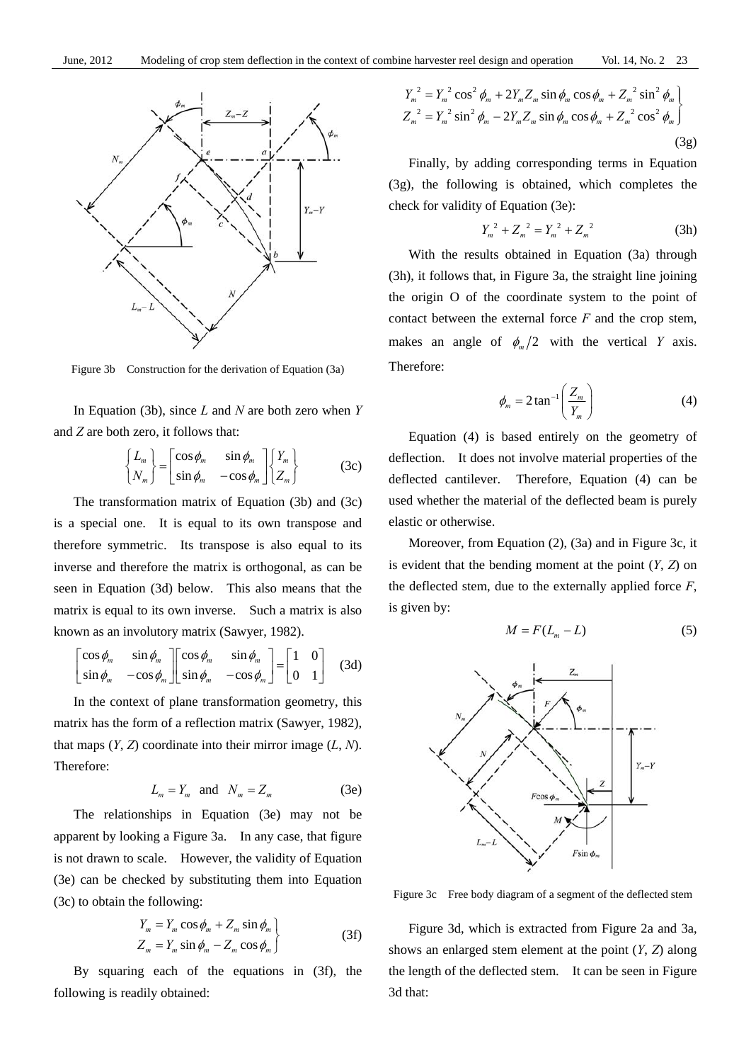Figure 3b Construction for the derivation of Equation (3a)

In Equation (3b), since $L$ and $N$ are both zero when $Y$ and $Z$ are both zero, it follows that:

$$\begin{Bmatrix} L_m \\ N_m \end{Bmatrix} = \begin{bmatrix} \cos\phi_m & \sin\phi_m \\ \sin\phi_m & -\cos\phi_m \end{bmatrix} \begin{Bmatrix} Y_m \\ Z_m \end{Bmatrix} \tag{3c}$$

The transformation matrix of Equation (3b) and (3c) is a special one. It is equal to its own transpose and therefore symmetric. Its transpose is also equal to its inverse and therefore the matrix is orthogonal, as can be seen in Equation (3d) below. This also means that the matrix is equal to its own inverse. Such a matrix is also known as an involutory matrix (Sawyer, 1982).

$$\begin{bmatrix} \cos\phi_m & \sin\phi_m \\ \sin\phi_m & -\cos\phi_m \end{bmatrix} \begin{bmatrix} \cos\phi_m & \sin\phi_m \\ \sin\phi_m & -\cos\phi_m \end{bmatrix} = \begin{bmatrix} 1 & 0 \\ 0 & 1 \end{bmatrix} \tag{3d}$$

In the context of plane transformation geometry, this matrix has the form of a reflection matrix (Sawyer, 1982), that maps ($Y$, $Z$) coordinate into their mirror image ($L$, $N$). Therefore:

$$L_m = Y_m \quad \text{and} \quad N_m = Z_m \tag{3e}$$

The relationships in Equation (3e) may not be apparent by looking a Figure 3a. In any case, that figure is not drawn to scale. However, the validity of Equation (3e) can be checked by substituting them into Equation (3c) to obtain the following:

$$\left.\begin{aligned} Y_m &= Y_m \cos\phi_m + Z_m \sin\phi_m \\ Z_m &= Y_m \sin\phi_m - Z_m \cos\phi_m \end{aligned}\right\} \tag{3f}$$

By squaring each of the equations in (3f), the following is readily obtained:

$$\left.\begin{aligned} Y_m^{\,2} &= Y_m^{\,2} \cos^2\phi_m + 2Y_m Z_m \sin\phi_m \cos\phi_m + Z_m^{\,2} \sin^2\phi_m \\ Z_m^{\,2} &= Y_m^{\,2} \sin^2\phi_m - 2Y_m Z_m \sin\phi_m \cos\phi_m + Z_m^{\,2} \cos^2\phi_m \end{aligned}\right\} \tag{3g}$$

Finally, by adding corresponding terms in Equation (3g), the following is obtained, which completes the check for validity of Equation (3e):

$$Y_m^{\,2} + Z_m^{\,2} = Y_m^{\,2} + Z_m^{\,2} \tag{3h}$$

With the results obtained in Equation (3a) through (3h), it follows that, in Figure 3a, the straight line joining the origin O of the coordinate system to the point of contact between the external force $F$ and the crop stem, makes an angle of $\phi_m/2$ with the vertical $Y$ axis. Therefore:

$$\phi_m = 2\tan^{-1}\left(\frac{Z_m}{Y_m}\right) \tag{4}$$

Equation (4) is based entirely on the geometry of deflection. It does not involve material properties of the deflected cantilever. Therefore, Equation (4) can be used whether the material of the deflected beam is purely elastic or otherwise.

Moreover, from Equation (2), (3a) and in Figure 3c, it is evident that the bending moment at the point ($Y$, $Z$) on the deflected stem, due to the externally applied force $F$, is given by:

$$M = F(L_m - L) \tag{5}$$

Figure 3c Free body diagram of a segment of the deflected stem

Figure 3d, which is extracted from Figure 2a and 3a, shows an enlarged stem element at the point ($Y$, $Z$) along the length of the deflected stem. It can be seen in Figure 3d that: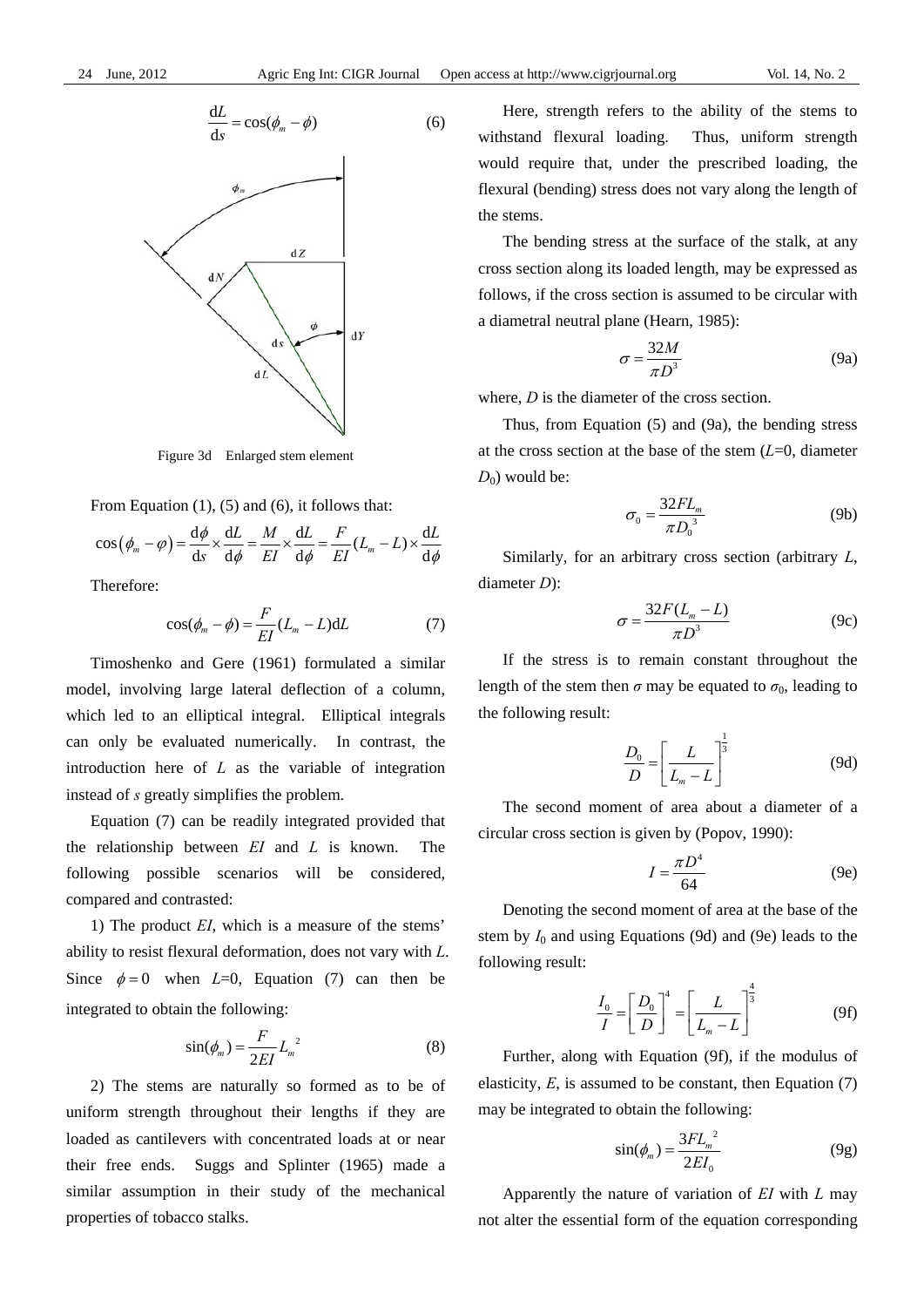$$\frac{\mathrm{d}L}{\mathrm{d}s} = \cos(\phi_m - \phi) \tag{6}$$

Figure 3d Enlarged stem element

From Equation (1), (5) and (6), it follows that:

$$\cos(\phi_m - \varphi) = \frac{\mathrm{d}\phi}{\mathrm{d}s} \times \frac{\mathrm{d}L}{\mathrm{d}\phi} = \frac{M}{EI} \times \frac{\mathrm{d}L}{\mathrm{d}\phi} = \frac{F}{EI}(L_m - L) \times \frac{\mathrm{d}L}{\mathrm{d}\phi}$$

Therefore:

$$\cos(\phi_m - \phi) = \frac{F}{EI}(L_m - L)\mathrm{d}L \tag{7}$$

Timoshenko and Gere (1961) formulated a similar model, involving large lateral deflection of a column, which led to an elliptical integral. Elliptical integrals can only be evaluated numerically. In contrast, the introduction here of $L$ as the variable of integration instead of $s$ greatly simplifies the problem.

Equation (7) can be readily integrated provided that the relationship between $EI$ and $L$ is known. The following possible scenarios will be considered, compared and contrasted:

1) The product $EI$, which is a measure of the stems' ability to resist flexural deformation, does not vary with $L$. Since $\phi = 0$ when $L$=0, Equation (7) can then be integrated to obtain the following:

$$\sin(\phi_m) = \frac{F}{2EI}L_m^{\ 2} \tag{8}$$

2) The stems are naturally so formed as to be of uniform strength throughout their lengths if they are loaded as cantilevers with concentrated loads at or near their free ends. Suggs and Splinter (1965) made a similar assumption in their study of the mechanical properties of tobacco stalks.

Here, strength refers to the ability of the stems to withstand flexural loading. Thus, uniform strength would require that, under the prescribed loading, the flexural (bending) stress does not vary along the length of the stems.

The bending stress at the surface of the stalk, at any cross section along its loaded length, may be expressed as follows, if the cross section is assumed to be circular with a diametral neutral plane (Hearn, 1985):

$$\sigma = \frac{32M}{\pi D^3} \tag{9a}$$

where, $D$ is the diameter of the cross section.

Thus, from Equation (5) and (9a), the bending stress at the cross section at the base of the stem ($L$=0, diameter $D_0$) would be:

$$\sigma_0 = \frac{32FL_m}{\pi D_0^{\ 3}} \tag{9b}$$

Similarly, for an arbitrary cross section (arbitrary $L$, diameter $D$):

$$\sigma = \frac{32F(L_m - L)}{\pi D^3} \tag{9c}$$

If the stress is to remain constant throughout the length of the stem then $\sigma$ may be equated to $\sigma_0$, leading to the following result:

$$\frac{D_0}{D} = \left[\frac{L}{L_m - L}\right]^{\frac{1}{3}} \tag{9d}$$

The second moment of area about a diameter of a circular cross section is given by (Popov, 1990):

$$I = \frac{\pi D^4}{64} \tag{9e}$$

Denoting the second moment of area at the base of the stem by $I_0$ and using Equations (9d) and (9e) leads to the following result:

$$\frac{I_0}{I} = \left[\frac{D_0}{D}\right]^4 = \left[\frac{L}{L_m - L}\right]^{\frac{4}{3}} \tag{9f}$$

Further, along with Equation (9f), if the modulus of elasticity, $E$, is assumed to be constant, then Equation (7) may be integrated to obtain the following:

$$\sin(\phi_m) = \frac{3FL_m^{\ 2}}{2EI_0} \tag{9g}$$

Apparently the nature of variation of $EI$ with $L$ may not alter the essential form of the equation corresponding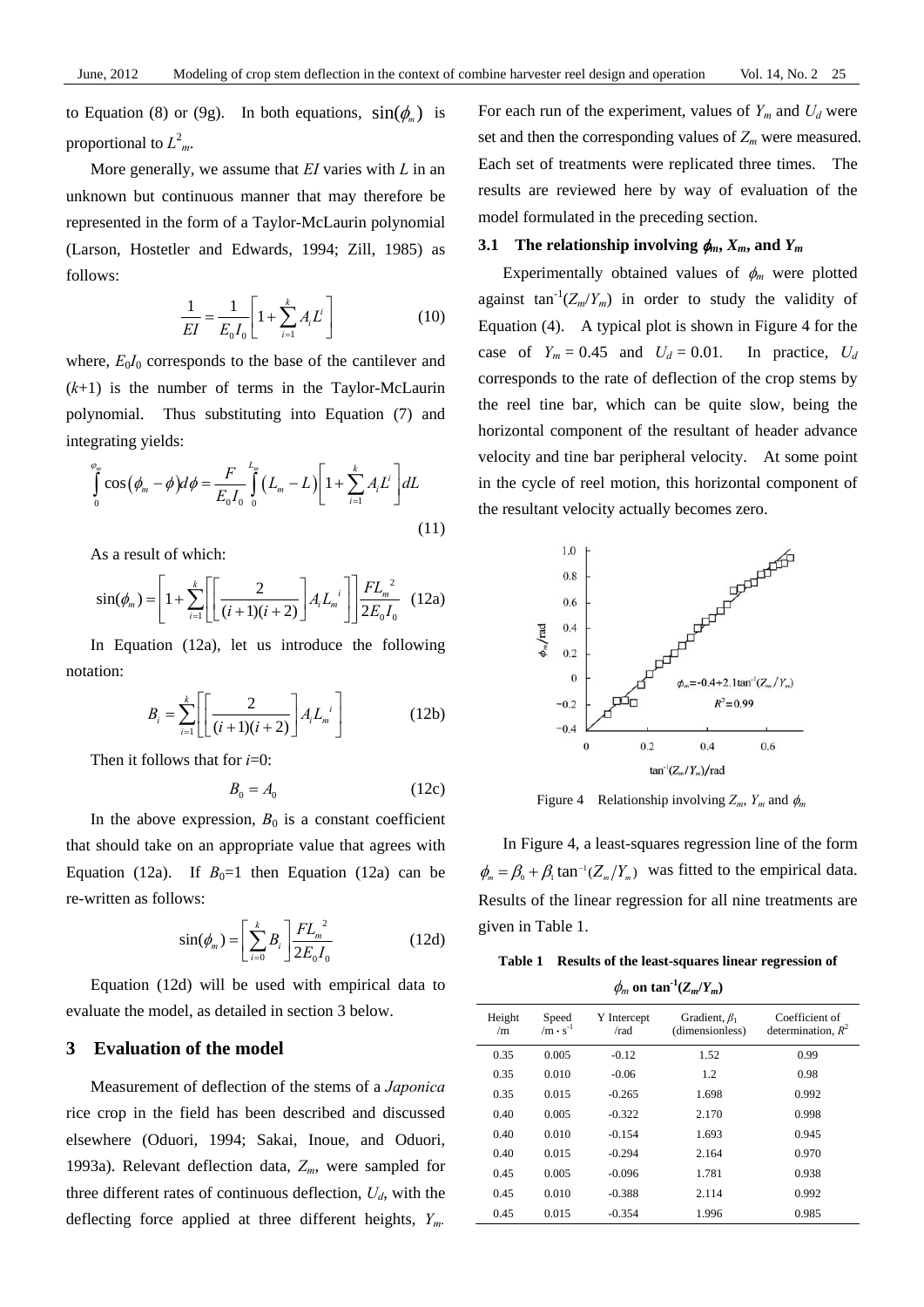to Equation (8) or (9g). In both equations, $\sin(\phi_m)$ is proportional to $L^2_m$.

More generally, we assume that $EI$ varies with $L$ in an unknown but continuous manner that may therefore be represented in the form of a Taylor-McLaurin polynomial (Larson, Hostetler and Edwards, 1994; Zill, 1985) as follows:

$$\frac{1}{EI} = \frac{1}{E_0 I_0}\left[1 + \sum_{i=1}^{k} A_i L^i\right] \tag{10}$$

where, $E_0I_0$ corresponds to the base of the cantilever and ($k$+1) is the number of terms in the Taylor-McLaurin polynomial. Thus substituting into Equation (7) and integrating yields:

$$\int_0^{\varphi_m} \cos(\phi_m - \phi) d\phi = \frac{F}{E_0 I_0}\int_0^{L_m} (L_m - L)\left[1 + \sum_{i=1}^{k} A_i L^i\right] dL \tag{11}$$

As a result of which:

$$\sin(\phi_m) = \left[1 + \sum_{i=1}^{k}\left[\left[\frac{2}{(i+1)(i+2)}\right] A_i L_m{}^i\right]\right]\frac{F L_m{}^2}{2E_0 I_0} \tag{12a}$$

In Equation (12a), let us introduce the following notation:

$$B_i = \sum_{i=1}^{k}\left[\left[\frac{2}{(i+1)(i+2)}\right] A_i L_m{}^i\right] \tag{12b}$$

Then it follows that for $i$=0:

$$B_0 = A_0 \tag{12c}$$

In the above expression, $B_0$ is a constant coefficient that should take on an appropriate value that agrees with Equation (12a). If $B_0$=1 then Equation (12a) can be re-written as follows:

$$\sin(\phi_m) = \left[\sum_{i=0}^{k} B_i\right]\frac{F L_m{}^2}{2E_0 I_0} \tag{12d}$$

Equation (12d) will be used with empirical data to evaluate the model, as detailed in section 3 below.

## 3 Evaluation of the model

Measurement of deflection of the stems of a *Japonica* rice crop in the field has been described and discussed elsewhere (Oduori, 1994; Sakai, Inoue, and Oduori, 1993a). Relevant deflection data, $Z_m$, were sampled for three different rates of continuous deflection, $U_d$, with the deflecting force applied at three different heights, $Y_m$. For each run of the experiment, values of $Y_m$ and $U_d$ were set and then the corresponding values of $Z_m$ were measured. Each set of treatments were replicated three times. The results are reviewed here by way of evaluation of the model formulated in the preceding section.

### 3.1 The relationship involving $\phi_m$, $X_m$, and $Y_m$

Experimentally obtained values of $\phi_m$ were plotted against $\tan^{-1}(Z_m/Y_m)$ in order to study the validity of Equation (4). A typical plot is shown in Figure 4 for the case of $Y_m$ = 0.45 and $U_d$ = 0.01. In practice, $U_d$ corresponds to the rate of deflection of the crop stems by the reel tine bar, which can be quite slow, being the horizontal component of the resultant of header advance velocity and tine bar peripheral velocity. At some point in the cycle of reel motion, this horizontal component of the resultant velocity actually becomes zero.

Figure 4 Relationship involving $Z_m$, $Y_m$ and $\phi_m$

In Figure 4, a least-squares regression line of the form $\phi_m = \beta_0 + \beta_1 \tan^{-1}(Z_m/Y_m)$ was fitted to the empirical data. Results of the linear regression for all nine treatments are given in Table 1.

**Table 1 Results of the least-squares linear regression of $\phi_m$ on $\tan^{-1}(Z_m/Y_m)$**

| Height /m | Speed /m·s$^{-1}$ | Y Intercept /rad | Gradient, $\beta_1$ (dimensionless) | Coefficient of determination, $R^2$ |
|---|---|---|---|---|
| 0.35 | 0.005 | -0.12 | 1.52 | 0.99 |
| 0.35 | 0.010 | -0.06 | 1.2 | 0.98 |
| 0.35 | 0.015 | -0.265 | 1.698 | 0.992 |
| 0.40 | 0.005 | -0.322 | 2.170 | 0.998 |
| 0.40 | 0.010 | -0.154 | 1.693 | 0.945 |
| 0.40 | 0.015 | -0.294 | 2.164 | 0.970 |
| 0.45 | 0.005 | -0.096 | 1.781 | 0.938 |
| 0.45 | 0.010 | -0.388 | 2.114 | 0.992 |
| 0.45 | 0.015 | -0.354 | 1.996 | 0.985 |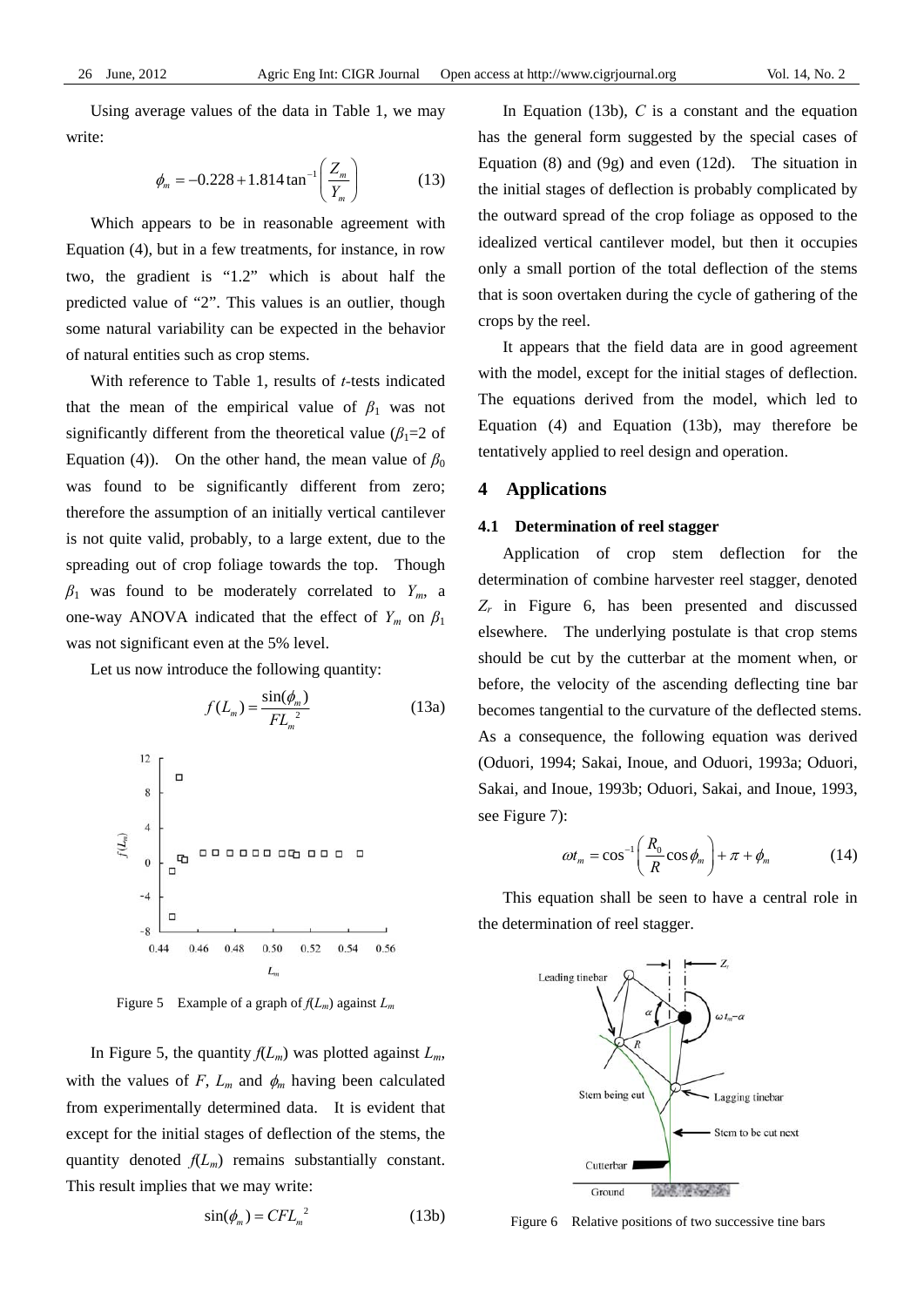Using average values of the data in Table 1, we may write:

$$\phi_m = -0.228 + 1.814 \tan^{-1}\left(\frac{Z_m}{Y_m}\right) \quad (13)$$

Which appears to be in reasonable agreement with Equation (4), but in a few treatments, for instance, in row two, the gradient is "1.2" which is about half the predicted value of "2". This values is an outlier, though some natural variability can be expected in the behavior of natural entities such as crop stems.

With reference to Table 1, results of *t*-tests indicated that the mean of the empirical value of $\beta_1$ was not significantly different from the theoretical value ($\beta_1$=2 of Equation (4)). On the other hand, the mean value of $\beta_0$ was found to be significantly different from zero; therefore the assumption of an initially vertical cantilever is not quite valid, probably, to a large extent, due to the spreading out of crop foliage towards the top. Though $\beta_1$ was found to be moderately correlated to $Y_m$, a one-way ANOVA indicated that the effect of $Y_m$ on $\beta_1$ was not significant even at the 5% level.

Let us now introduce the following quantity:

$$f(L_m) = \frac{\sin(\phi_m)}{FL_m^{\ 2}} \quad (13a)$$

Figure 5 Example of a graph of $f(L_m)$ against $L_m$

In Figure 5, the quantity $f(L_m)$ was plotted against $L_m$, with the values of $F$, $L_m$ and $\phi_m$ having been calculated from experimentally determined data. It is evident that except for the initial stages of deflection of the stems, the quantity denoted $f(L_m)$ remains substantially constant. This result implies that we may write:

$$\sin(\phi_m) = CFL_m^{\ 2} \quad (13b)$$

In Equation (13b), $C$ is a constant and the equation has the general form suggested by the special cases of Equation (8) and (9g) and even (12d). The situation in the initial stages of deflection is probably complicated by the outward spread of the crop foliage as opposed to the idealized vertical cantilever model, but then it occupies only a small portion of the total deflection of the stems that is soon overtaken during the cycle of gathering of the crops by the reel.

It appears that the field data are in good agreement with the model, except for the initial stages of deflection. The equations derived from the model, which led to Equation (4) and Equation (13b), may therefore be tentatively applied to reel design and operation.

## 4 Applications

### 4.1 Determination of reel stagger

Application of crop stem deflection for the determination of combine harvester reel stagger, denoted $Z_r$ in Figure 6, has been presented and discussed elsewhere. The underlying postulate is that crop stems should be cut by the cutterbar at the moment when, or before, the velocity of the ascending deflecting tine bar becomes tangential to the curvature of the deflected stems. As a consequence, the following equation was derived (Oduori, 1994; Sakai, Inoue, and Oduori, 1993a; Oduori, Sakai, and Inoue, 1993b; Oduori, Sakai, and Inoue, 1993, see Figure 7):

$$\omega t_m = \cos^{-1}\left(\frac{R_0}{R}\cos\phi_m\right) + \pi + \phi_m \quad (14)$$

This equation shall be seen to have a central role in the determination of reel stagger.

Figure 6 Relative positions of two successive tine bars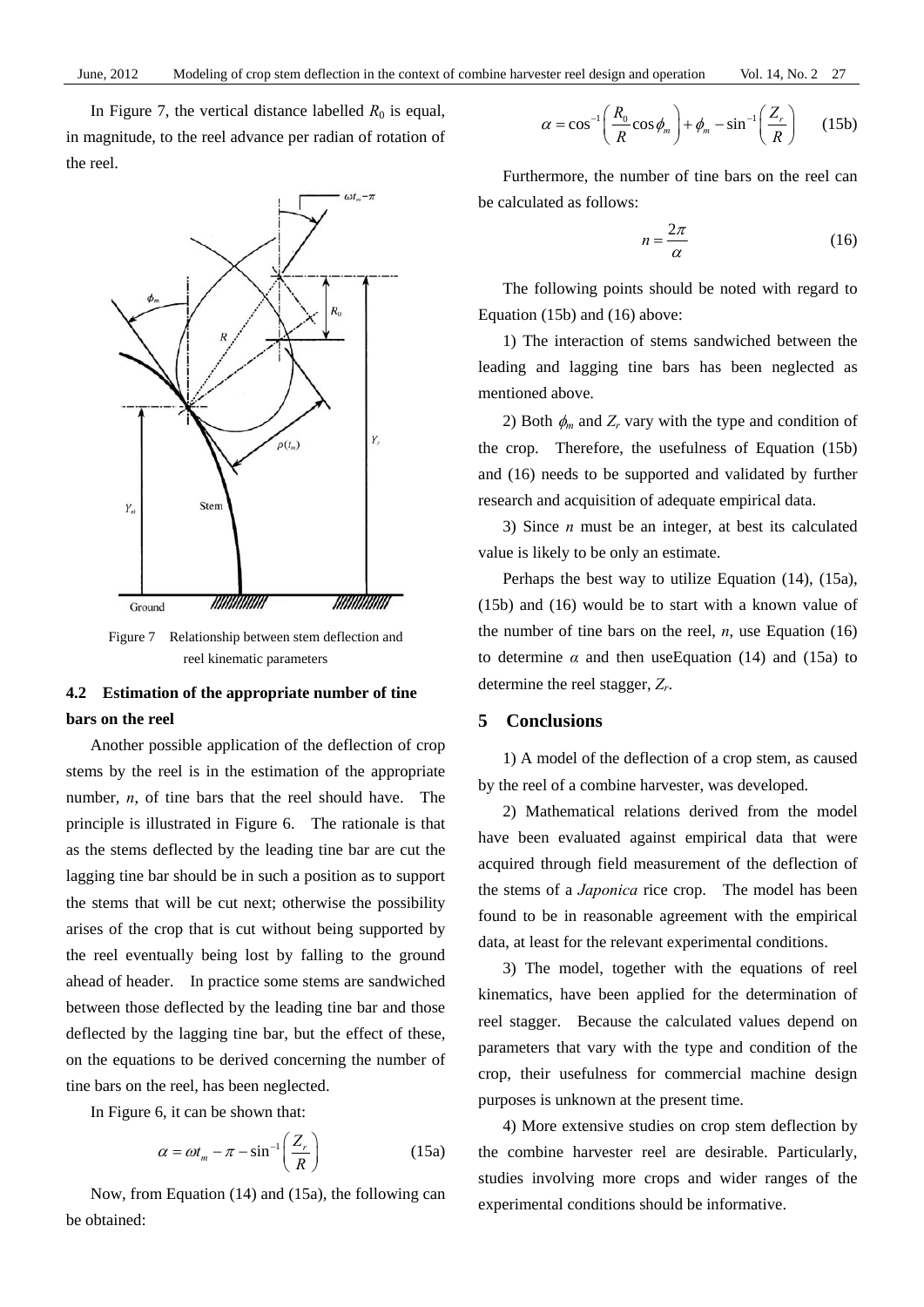In Figure 7, the vertical distance labelled $R_0$ is equal, in magnitude, to the reel advance per radian of rotation of the reel.

Figure 7 Relationship between stem deflection and reel kinematic parameters

### 4.2 Estimation of the appropriate number of tine bars on the reel

Another possible application of the deflection of crop stems by the reel is in the estimation of the appropriate number, $n$, of tine bars that the reel should have. The principle is illustrated in Figure 6. The rationale is that as the stems deflected by the leading tine bar are cut the lagging tine bar should be in such a position as to support the stems that will be cut next; otherwise the possibility arises of the crop that is cut without being supported by the reel eventually being lost by falling to the ground ahead of header. In practice some stems are sandwiched between those deflected by the leading tine bar and those deflected by the lagging tine bar, but the effect of these, on the equations to be derived concerning the number of tine bars on the reel, has been neglected.

In Figure 6, it can be shown that:

$$\alpha = \omega t_m - \pi - \sin^{-1}\left(\frac{Z_r}{R}\right) \tag{15a}$$

Now, from Equation (14) and (15a), the following can be obtained:

$$\alpha = \cos^{-1}\left(\frac{R_0}{R}\cos\phi_m\right) + \phi_m - \sin^{-1}\left(\frac{Z_r}{R}\right) \tag{15b}$$

Furthermore, the number of tine bars on the reel can be calculated as follows:

$$n = \frac{2\pi}{\alpha} \tag{16}$$

The following points should be noted with regard to Equation (15b) and (16) above:

1) The interaction of stems sandwiched between the leading and lagging tine bars has been neglected as mentioned above.

2) Both $\phi_m$ and $Z_r$ vary with the type and condition of the crop. Therefore, the usefulness of Equation (15b) and (16) needs to be supported and validated by further research and acquisition of adequate empirical data.

3) Since $n$ must be an integer, at best its calculated value is likely to be only an estimate.

Perhaps the best way to utilize Equation (14), (15a), (15b) and (16) would be to start with a known value of the number of tine bars on the reel, $n$, use Equation (16) to determine $\alpha$ and then useEquation (14) and (15a) to determine the reel stagger, $Z_r$.

## 5 Conclusions

1) A model of the deflection of a crop stem, as caused by the reel of a combine harvester, was developed.

2) Mathematical relations derived from the model have been evaluated against empirical data that were acquired through field measurement of the deflection of the stems of a *Japonica* rice crop. The model has been found to be in reasonable agreement with the empirical data, at least for the relevant experimental conditions.

3) The model, together with the equations of reel kinematics, have been applied for the determination of reel stagger. Because the calculated values depend on parameters that vary with the type and condition of the crop, their usefulness for commercial machine design purposes is unknown at the present time.

4) More extensive studies on crop stem deflection by the combine harvester reel are desirable. Particularly, studies involving more crops and wider ranges of the experimental conditions should be informative.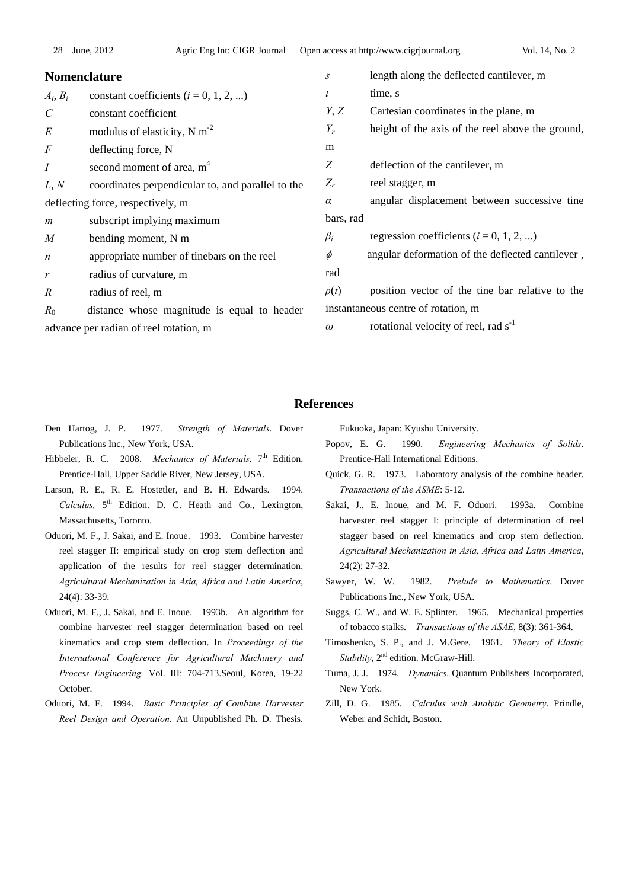## Nomenclature

$A_i$, $B_i$ constant coefficients ($i$ = 0, 1, 2, ...)

$C$ constant coefficient

$E$ modulus of elasticity, N $m^{-2}$

$F$ deflecting force, N

$I$ second moment of area, $m^4$

$L$, $N$ coordinates perpendicular to, and parallel to the deflecting force, respectively, m

$m$ subscript implying maximum

$M$ bending moment, N m

$n$ appropriate number of tinebars on the reel

$r$ radius of curvature, m

$R$ radius of reel, m

$R_0$ distance whose magnitude is equal to header advance per radian of reel rotation, m

$s$ length along the deflected cantilever, m

$t$ time, s

$Y$, $Z$ Cartesian coordinates in the plane, m

$Y_r$ height of the axis of the reel above the ground, m

$Z$ deflection of the cantilever, m

$Z_r$ reel stagger, m

$\alpha$ angular displacement between successive tine bars, rad

$\beta_i$ regression coefficients ($i$ = 0, 1, 2, ...)

$\phi$ angular deformation of the deflected cantilever, rad

$\rho(t)$ position vector of the tine bar relative to the instantaneous centre of rotation, m

$\omega$ rotational velocity of reel, rad $s^{-1}$

## References

Den Hartog, J. P. 1977. *Strength of Materials*. Dover Publications Inc., New York, USA.

Hibbeler, R. C. 2008. *Mechanics of Materials,* 7th Edition. Prentice-Hall, Upper Saddle River, New Jersey, USA.

Larson, R. E., R. E. Hostetler, and B. H. Edwards. 1994. *Calculus,* 5th Edition. D. C. Heath and Co., Lexington, Massachusetts, Toronto.

Oduori, M. F., J. Sakai, and E. Inoue. 1993. Combine harvester reel stagger II: empirical study on crop stem deflection and application of the results for reel stagger determination. *Agricultural Mechanization in Asia, Africa and Latin America*, 24(4): 33-39.

Oduori, M. F., J. Sakai, and E. Inoue. 1993b. An algorithm for combine harvester reel stagger determination based on reel kinematics and crop stem deflection. In *Proceedings of the International Conference for Agricultural Machinery and Process Engineering,* Vol. III: 704-713.Seoul, Korea, 19-22 October.

Oduori, M. F. 1994. *Basic Principles of Combine Harvester Reel Design and Operation*. An Unpublished Ph. D. Thesis. Fukuoka, Japan: Kyushu University.

Popov, E. G. 1990. *Engineering Mechanics of Solids*. Prentice-Hall International Editions.

Quick, G. R. 1973. Laboratory analysis of the combine header. *Transactions of the ASME*: 5-12.

Sakai, J., E. Inoue, and M. F. Oduori. 1993a. Combine harvester reel stagger I: principle of determination of reel stagger based on reel kinematics and crop stem deflection. *Agricultural Mechanization in Asia, Africa and Latin America*, 24(2): 27-32.

Sawyer, W. W. 1982. *Prelude to Mathematics*. Dover Publications Inc., New York, USA.

Suggs, C. W., and W. E. Splinter. 1965. Mechanical properties of tobacco stalks. *Transactions of the ASAE*, 8(3): 361-364.

Timoshenko, S. P., and J. M.Gere. 1961. *Theory of Elastic Stability*, 2nd edition. McGraw-Hill.

Tuma, J. J. 1974. *Dynamics*. Quantum Publishers Incorporated, New York.

Zill, D. G. 1985. *Calculus with Analytic Geometry*. Prindle, Weber and Schidt, Boston.